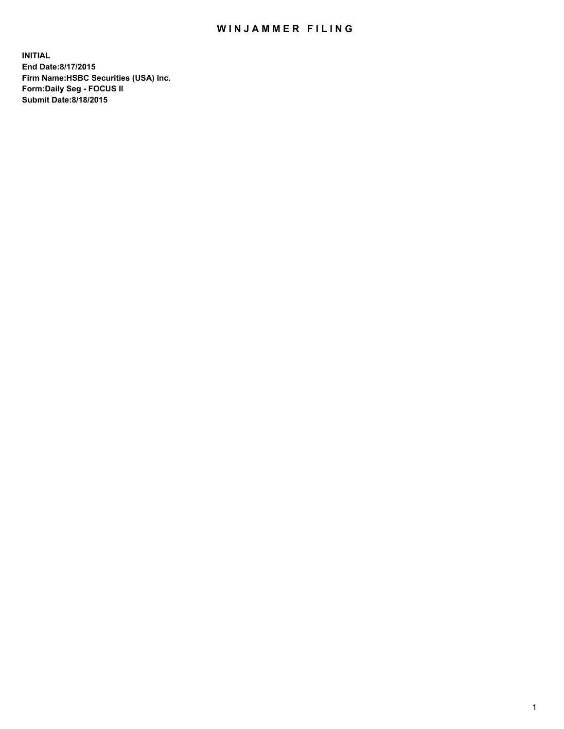# WINJAMMER FILING

**INITIAL**
**End Date:8/17/2015**
**Firm Name:HSBC Securities (USA) Inc.**
**Form:Daily Seg - FOCUS II**
**Submit Date:8/18/2015**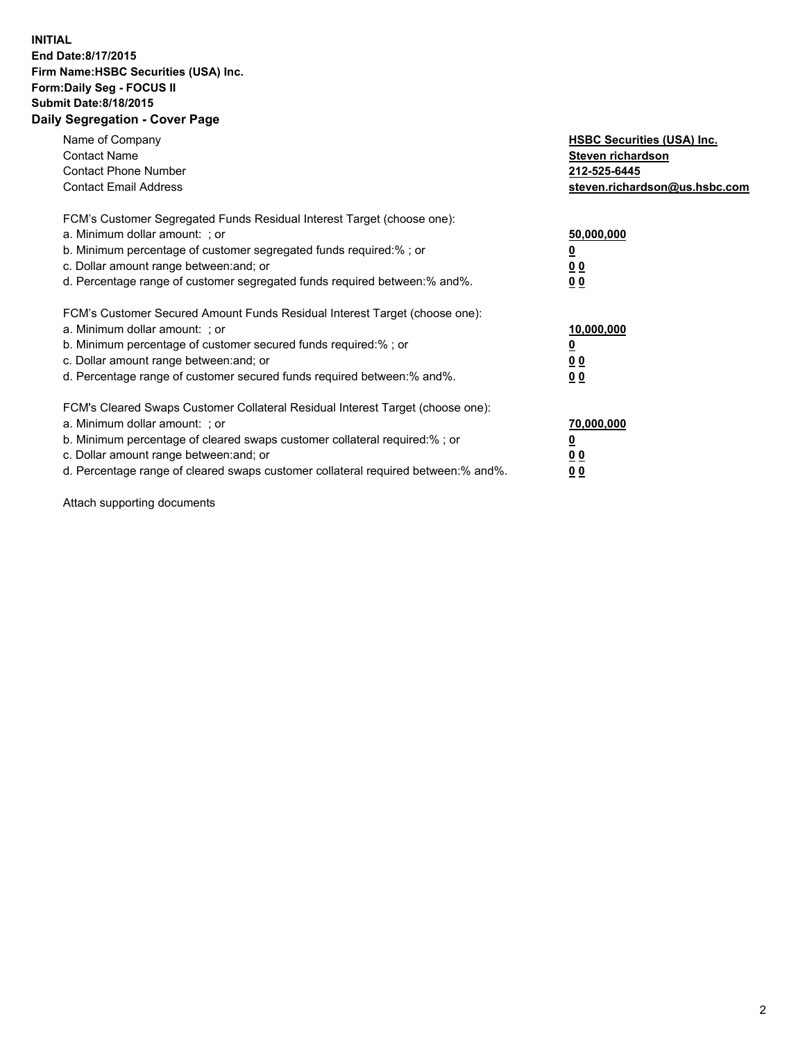**INITIAL**
**End Date:8/17/2015**
**Firm Name:HSBC Securities (USA) Inc.**
**Form:Daily Seg - FOCUS II**
**Submit Date:8/18/2015**

## Daily Segregation - Cover Page

| | |
|---|---|
| Name of Company | **HSBC Securities (USA) Inc.** |
| Contact Name | **Steven richardson** |
| Contact Phone Number | **212-525-6445** |
| Contact Email Address | **steven.richardson@us.hsbc.com** |

| | |
|---|---|
| FCM's Customer Segregated Funds Residual Interest Target (choose one): | |
| a. Minimum dollar amount: ; or | **50,000,000** |
| b. Minimum percentage of customer segregated funds required:% ; or | **0** |
| c. Dollar amount range between:and; or | **0 0** |
| d. Percentage range of customer segregated funds required between:% and%. | **0 0** |

| | |
|---|---|
| FCM's Customer Secured Amount Funds Residual Interest Target (choose one): | |
| a. Minimum dollar amount: ; or | **10,000,000** |
| b. Minimum percentage of customer secured funds required:% ; or | **0** |
| c. Dollar amount range between:and; or | **0 0** |
| d. Percentage range of customer secured funds required between:% and%. | **0 0** |

| | |
|---|---|
| FCM's Cleared Swaps Customer Collateral Residual Interest Target (choose one): | |
| a. Minimum dollar amount: ; or | **70,000,000** |
| b. Minimum percentage of cleared swaps customer collateral required:% ; or | **0** |
| c. Dollar amount range between:and; or | **0 0** |
| d. Percentage range of cleared swaps customer collateral required between:% and%. | **0 0** |

Attach supporting documents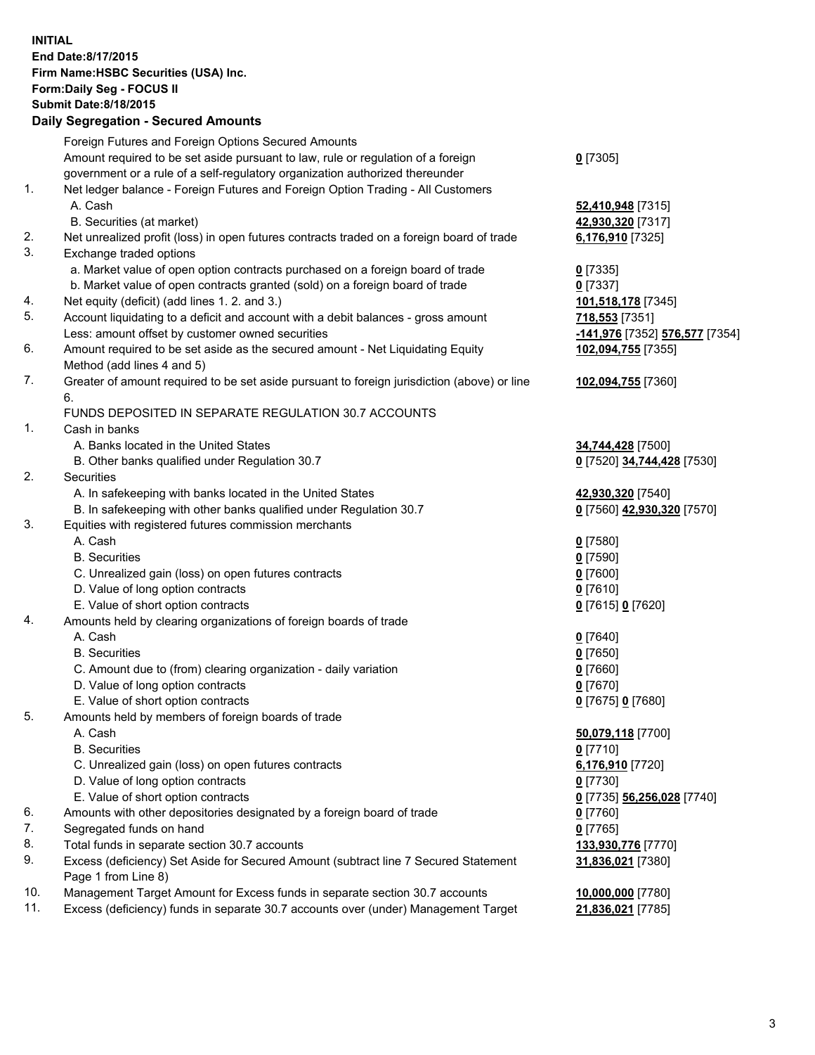**INITIAL**
**End Date:8/17/2015**
**Firm Name:HSBC Securities (USA) Inc.**
**Form:Daily Seg - FOCUS II**
**Submit Date:8/18/2015**

**Daily Segregation - Secured Amounts**

| | | |
|---|---|---|
| | Foreign Futures and Foreign Options Secured Amounts | |
| | Amount required to be set aside pursuant to law, rule or regulation of a foreign government or a rule of a self-regulatory organization authorized thereunder | **0** [7305] |
| 1. | Net ledger balance - Foreign Futures and Foreign Option Trading - All Customers | |
| | A. Cash | **52,410,948** [7315] |
| | B. Securities (at market) | **42,930,320** [7317] |
| 2. | Net unrealized profit (loss) in open futures contracts traded on a foreign board of trade | **6,176,910** [7325] |
| 3. | Exchange traded options | |
| | a. Market value of open option contracts purchased on a foreign board of trade | **0** [7335] |
| | b. Market value of open contracts granted (sold) on a foreign board of trade | **0** [7337] |
| 4. | Net equity (deficit) (add lines 1. 2. and 3.) | **101,518,178** [7345] |
| 5. | Account liquidating to a deficit and account with a debit balances - gross amount | **718,553** [7351] |
| | Less: amount offset by customer owned securities | **-141,976** [7352] **576,577** [7354] |
| 6. | Amount required to be set aside as the secured amount - Net Liquidating Equity Method (add lines 4 and 5) | **102,094,755** [7355] |
| 7. | Greater of amount required to be set aside pursuant to foreign jurisdiction (above) or line 6. | **102,094,755** [7360] |
| | FUNDS DEPOSITED IN SEPARATE REGULATION 30.7 ACCOUNTS | |
| 1. | Cash in banks | |
| | A. Banks located in the United States | **34,744,428** [7500] |
| | B. Other banks qualified under Regulation 30.7 | **0** [7520] **34,744,428** [7530] |
| 2. | Securities | |
| | A. In safekeeping with banks located in the United States | **42,930,320** [7540] |
| | B. In safekeeping with other banks qualified under Regulation 30.7 | **0** [7560] **42,930,320** [7570] |
| 3. | Equities with registered futures commission merchants | |
| | A. Cash | **0** [7580] |
| | B. Securities | **0** [7590] |
| | C. Unrealized gain (loss) on open futures contracts | **0** [7600] |
| | D. Value of long option contracts | **0** [7610] |
| | E. Value of short option contracts | **0** [7615] **0** [7620] |
| 4. | Amounts held by clearing organizations of foreign boards of trade | |
| | A. Cash | **0** [7640] |
| | B. Securities | **0** [7650] |
| | C. Amount due to (from) clearing organization - daily variation | **0** [7660] |
| | D. Value of long option contracts | **0** [7670] |
| | E. Value of short option contracts | **0** [7675] **0** [7680] |
| 5. | Amounts held by members of foreign boards of trade | |
| | A. Cash | **50,079,118** [7700] |
| | B. Securities | **0** [7710] |
| | C. Unrealized gain (loss) on open futures contracts | **6,176,910** [7720] |
| | D. Value of long option contracts | **0** [7730] |
| | E. Value of short option contracts | **0** [7735] **56,256,028** [7740] |
| 6. | Amounts with other depositories designated by a foreign board of trade | **0** [7760] |
| 7. | Segregated funds on hand | **0** [7765] |
| 8. | Total funds in separate section 30.7 accounts | **133,930,776** [7770] |
| 9. | Excess (deficiency) Set Aside for Secured Amount (subtract line 7 Secured Statement Page 1 from Line 8) | **31,836,021** [7380] |
| 10. | Management Target Amount for Excess funds in separate section 30.7 accounts | **10,000,000** [7780] |
| 11. | Excess (deficiency) funds in separate 30.7 accounts over (under) Management Target | **21,836,021** [7785] |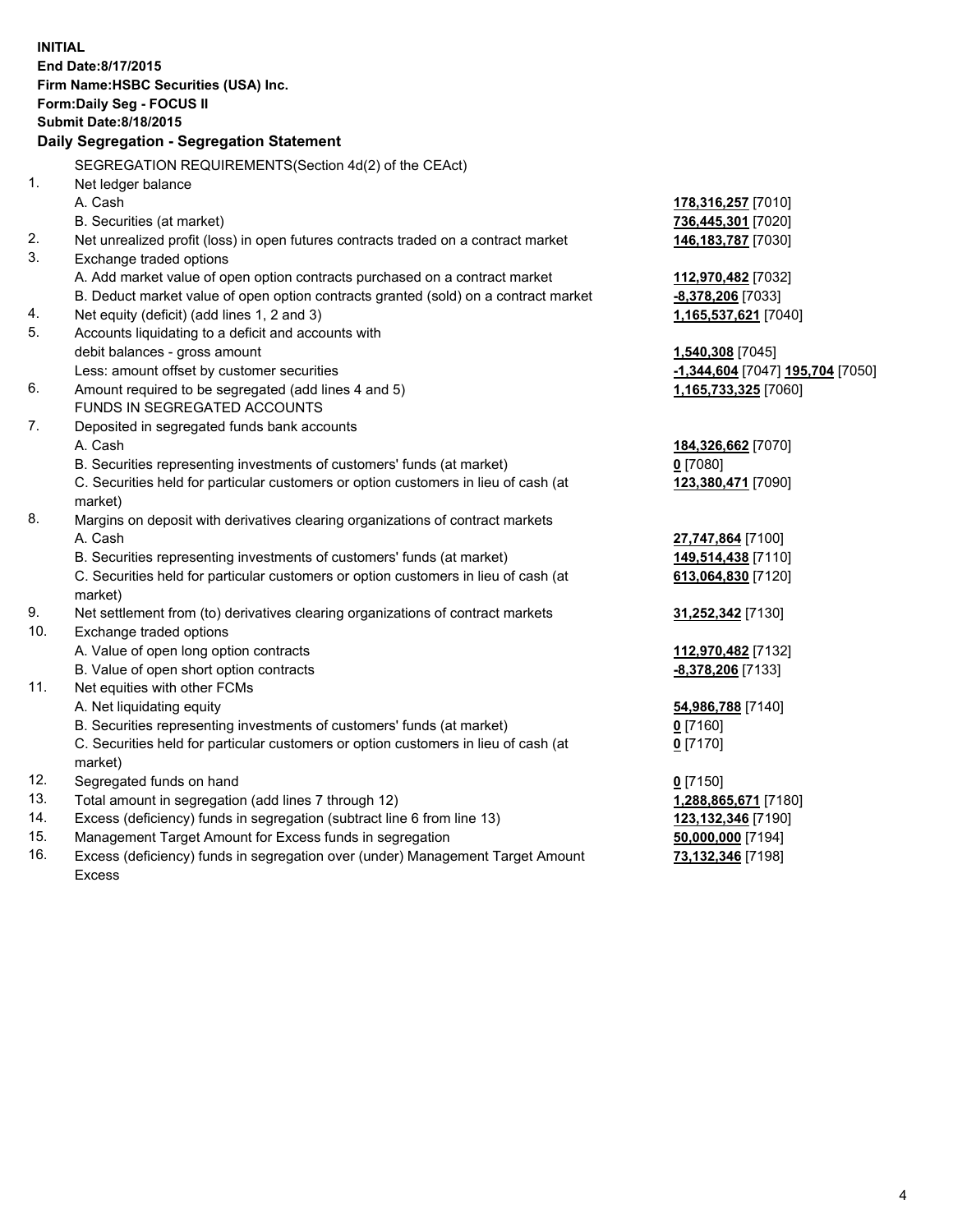**INITIAL**
**End Date:8/17/2015**
**Firm Name:HSBC Securities (USA) Inc.**
**Form:Daily Seg - FOCUS II**
**Submit Date:8/18/2015**

**Daily Segregation - Segregation Statement**

SEGREGATION REQUIREMENTS(Section 4d(2) of the CEAct)

| | | |
|---|---|---|
| 1. | Net ledger balance | |
| | A. Cash | **178,316,257** [7010] |
| | B. Securities (at market) | **736,445,301** [7020] |
| 2. | Net unrealized profit (loss) in open futures contracts traded on a contract market | **146,183,787** [7030] |
| 3. | Exchange traded options | |
| | A. Add market value of open option contracts purchased on a contract market | **112,970,482** [7032] |
| | B. Deduct market value of open option contracts granted (sold) on a contract market | **-8,378,206** [7033] |
| 4. | Net equity (deficit) (add lines 1, 2 and 3) | **1,165,537,621** [7040] |
| 5. | Accounts liquidating to a deficit and accounts with debit balances - gross amount | **1,540,308** [7045] |
| | Less: amount offset by customer securities | **-1,344,604** [7047] **195,704** [7050] |
| 6. | Amount required to be segregated (add lines 4 and 5) | **1,165,733,325** [7060] |
| | FUNDS IN SEGREGATED ACCOUNTS | |
| 7. | Deposited in segregated funds bank accounts | |
| | A. Cash | **184,326,662** [7070] |
| | B. Securities representing investments of customers' funds (at market) | **0** [7080] |
| | C. Securities held for particular customers or option customers in lieu of cash (at market) | **123,380,471** [7090] |
| 8. | Margins on deposit with derivatives clearing organizations of contract markets | |
| | A. Cash | **27,747,864** [7100] |
| | B. Securities representing investments of customers' funds (at market) | **149,514,438** [7110] |
| | C. Securities held for particular customers or option customers in lieu of cash (at market) | **613,064,830** [7120] |
| 9. | Net settlement from (to) derivatives clearing organizations of contract markets | **31,252,342** [7130] |
| 10. | Exchange traded options | |
| | A. Value of open long option contracts | **112,970,482** [7132] |
| | B. Value of open short option contracts | **-8,378,206** [7133] |
| 11. | Net equities with other FCMs | |
| | A. Net liquidating equity | **54,986,788** [7140] |
| | B. Securities representing investments of customers' funds (at market) | **0** [7160] |
| | C. Securities held for particular customers or option customers in lieu of cash (at market) | **0** [7170] |
| 12. | Segregated funds on hand | **0** [7150] |
| 13. | Total amount in segregation (add lines 7 through 12) | **1,288,865,671** [7180] |
| 14. | Excess (deficiency) funds in segregation (subtract line 6 from line 13) | **123,132,346** [7190] |
| 15. | Management Target Amount for Excess funds in segregation | **50,000,000** [7194] |
| 16. | Excess (deficiency) funds in segregation over (under) Management Target Amount Excess | **73,132,346** [7198] |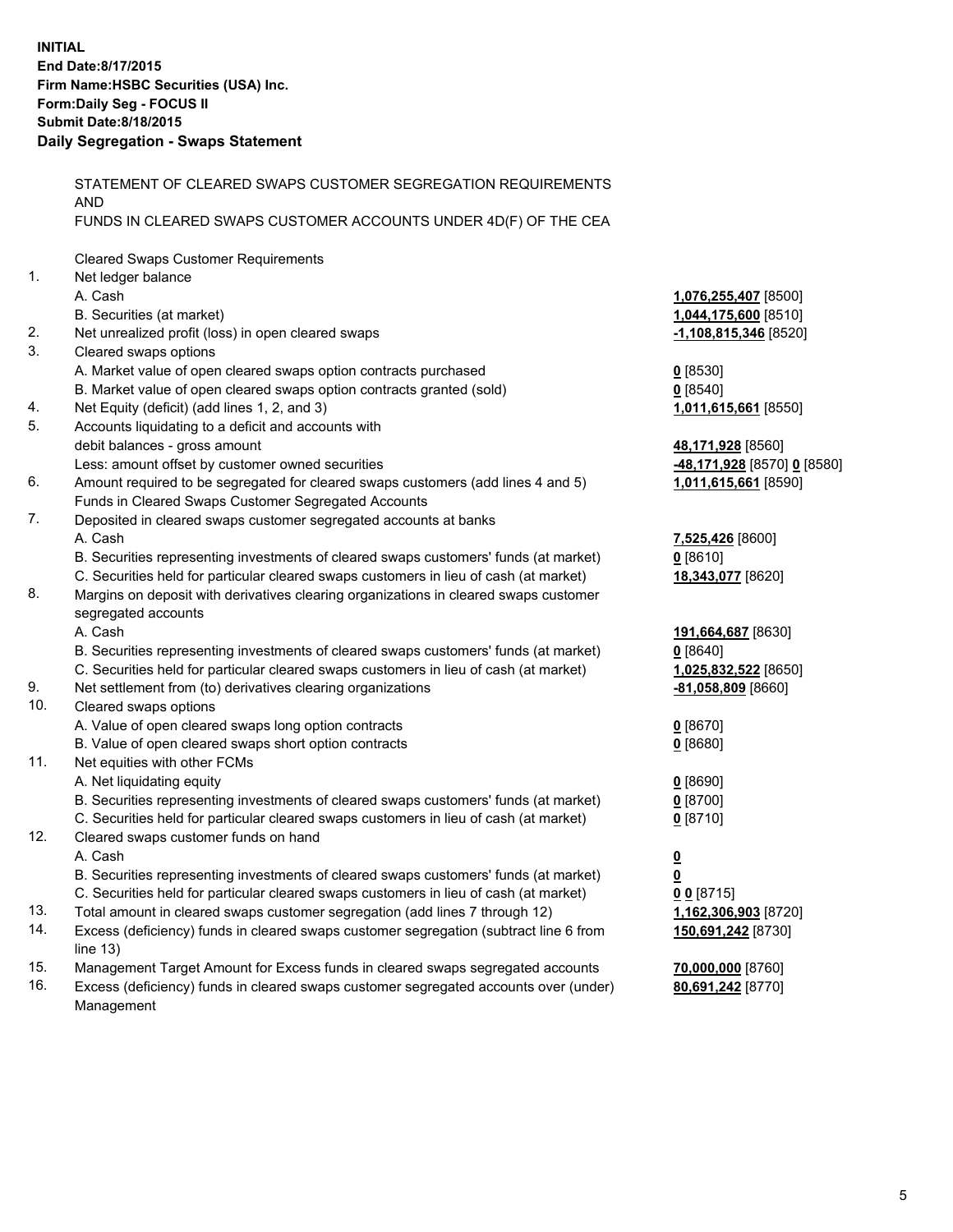**INITIAL**
**End Date:8/17/2015**
**Firm Name:HSBC Securities (USA) Inc.**
**Form:Daily Seg - FOCUS II**
**Submit Date:8/18/2015**
**Daily Segregation - Swaps Statement**

STATEMENT OF CLEARED SWAPS CUSTOMER SEGREGATION REQUIREMENTS AND FUNDS IN CLEARED SWAPS CUSTOMER ACCOUNTS UNDER 4D(F) OF THE CEA

| | | |
|---|---|---|
| | Cleared Swaps Customer Requirements | |
| 1. | Net ledger balance | |
| | A. Cash | 1,076,255,407 [8500] |
| | B. Securities (at market) | 1,044,175,600 [8510] |
| 2. | Net unrealized profit (loss) in open cleared swaps | -1,108,815,346 [8520] |
| 3. | Cleared swaps options | |
| | A. Market value of open cleared swaps option contracts purchased | 0 [8530] |
| | B. Market value of open cleared swaps option contracts granted (sold) | 0 [8540] |
| 4. | Net Equity (deficit) (add lines 1, 2, and 3) | 1,011,615,661 [8550] |
| 5. | Accounts liquidating to a deficit and accounts with debit balances - gross amount | 48,171,928 [8560] |
| | Less: amount offset by customer owned securities | -48,171,928 [8570] 0 [8580] |
| 6. | Amount required to be segregated for cleared swaps customers (add lines 4 and 5) | 1,011,615,661 [8590] |
| | Funds in Cleared Swaps Customer Segregated Accounts | |
| 7. | Deposited in cleared swaps customer segregated accounts at banks | |
| | A. Cash | 7,525,426 [8600] |
| | B. Securities representing investments of cleared swaps customers' funds (at market) | 0 [8610] |
| | C. Securities held for particular cleared swaps customers in lieu of cash (at market) | 18,343,077 [8620] |
| 8. | Margins on deposit with derivatives clearing organizations in cleared swaps customer segregated accounts | |
| | A. Cash | 191,664,687 [8630] |
| | B. Securities representing investments of cleared swaps customers' funds (at market) | 0 [8640] |
| | C. Securities held for particular cleared swaps customers in lieu of cash (at market) | 1,025,832,522 [8650] |
| 9. | Net settlement from (to) derivatives clearing organizations | -81,058,809 [8660] |
| 10. | Cleared swaps options | |
| | A. Value of open cleared swaps long option contracts | 0 [8670] |
| | B. Value of open cleared swaps short option contracts | 0 [8680] |
| 11. | Net equities with other FCMs | |
| | A. Net liquidating equity | 0 [8690] |
| | B. Securities representing investments of cleared swaps customers' funds (at market) | 0 [8700] |
| | C. Securities held for particular cleared swaps customers in lieu of cash (at market) | 0 [8710] |
| 12. | Cleared swaps customer funds on hand | |
| | A. Cash | 0 |
| | B. Securities representing investments of cleared swaps customers' funds (at market) | 0 |
| | C. Securities held for particular cleared swaps customers in lieu of cash (at market) | 0 0 [8715] |
| 13. | Total amount in cleared swaps customer segregation (add lines 7 through 12) | 1,162,306,903 [8720] |
| 14. | Excess (deficiency) funds in cleared swaps customer segregation (subtract line 6 from line 13) | 150,691,242 [8730] |
| 15. | Management Target Amount for Excess funds in cleared swaps segregated accounts | 70,000,000 [8760] |
| 16. | Excess (deficiency) funds in cleared swaps customer segregated accounts over (under) Management | 80,691,242 [8770] |